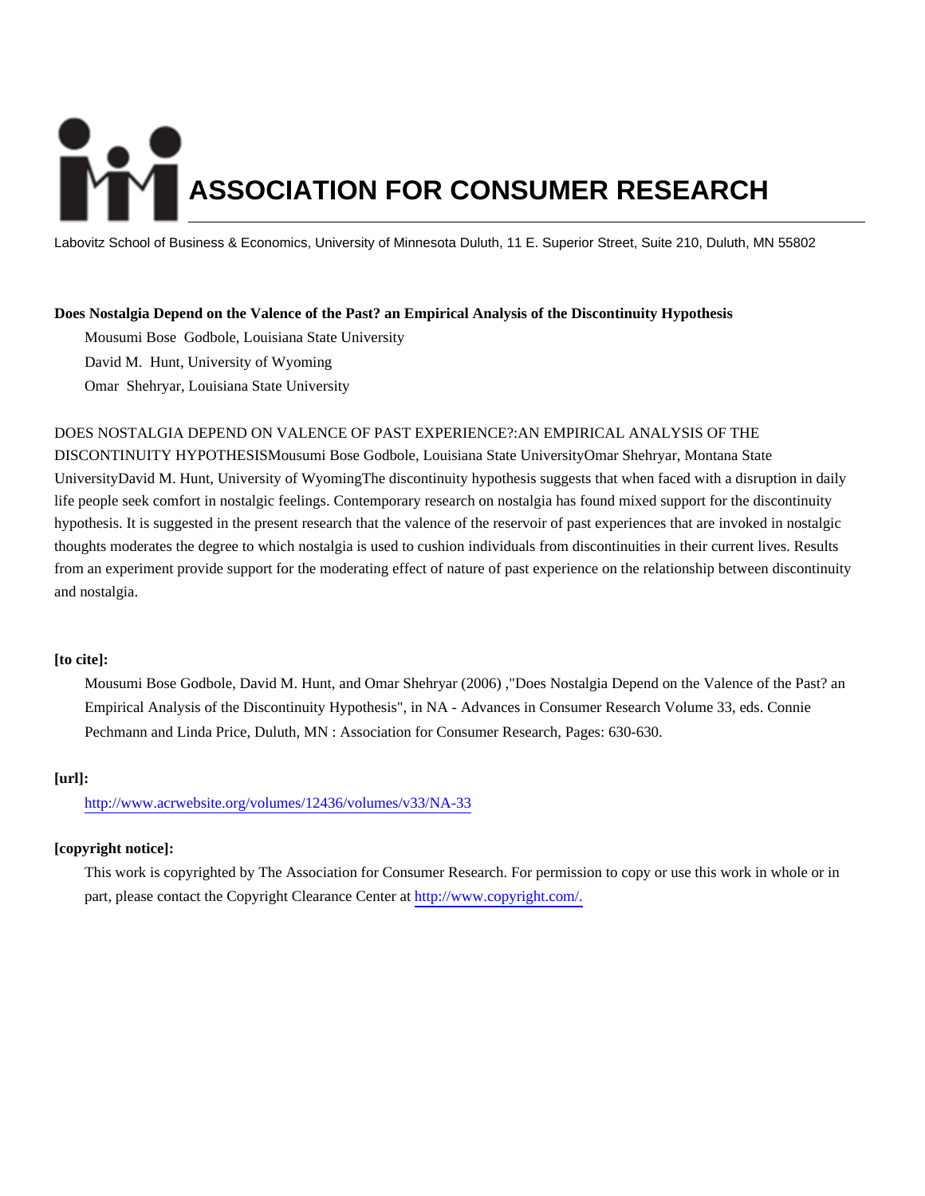# ASSOCIATION FOR CONSUMER RESEARCH

Labovitz School of Business & Economics, University of Minnesota Duluth, 11 E. Superior Street, Suite 210, Duluth, MN 55802

**Does Nostalgia Depend on the Valence of the Past? an Empirical Analysis of the Discontinuity Hypothesis**

Mousumi Bose Godbole, Louisiana State University

David M. Hunt, University of Wyoming

Omar Shehryar, Louisiana State University

DOES NOSTALGIA DEPEND ON VALENCE OF PAST EXPERIENCE?:AN EMPIRICAL ANALYSIS OF THE DISCONTINUITY HYPOTHESISMousumi Bose Godbole, Louisiana State UniversityOmar Shehryar, Montana State UniversityDavid M. Hunt, University of WyomingThe discontinuity hypothesis suggests that when faced with a disruption in daily life people seek comfort in nostalgic feelings. Contemporary research on nostalgia has found mixed support for the discontinuity hypothesis. It is suggested in the present research that the valence of the reservoir of past experiences that are invoked in nostalgic thoughts moderates the degree to which nostalgia is used to cushion individuals from discontinuities in their current lives. Results from an experiment provide support for the moderating effect of nature of past experience on the relationship between discontinuity and nostalgia.

**[to cite]:**

Mousumi Bose Godbole, David M. Hunt, and Omar Shehryar (2006) ,"Does Nostalgia Depend on the Valence of the Past? an Empirical Analysis of the Discontinuity Hypothesis", in NA - Advances in Consumer Research Volume 33, eds. Connie Pechmann and Linda Price, Duluth, MN : Association for Consumer Research, Pages: 630-630.

**[url]:**

http://www.acrwebsite.org/volumes/12436/volumes/v33/NA-33

**[copyright notice]:**

This work is copyrighted by The Association for Consumer Research. For permission to copy or use this work in whole or in part, please contact the Copyright Clearance Center at http://www.copyright.com/.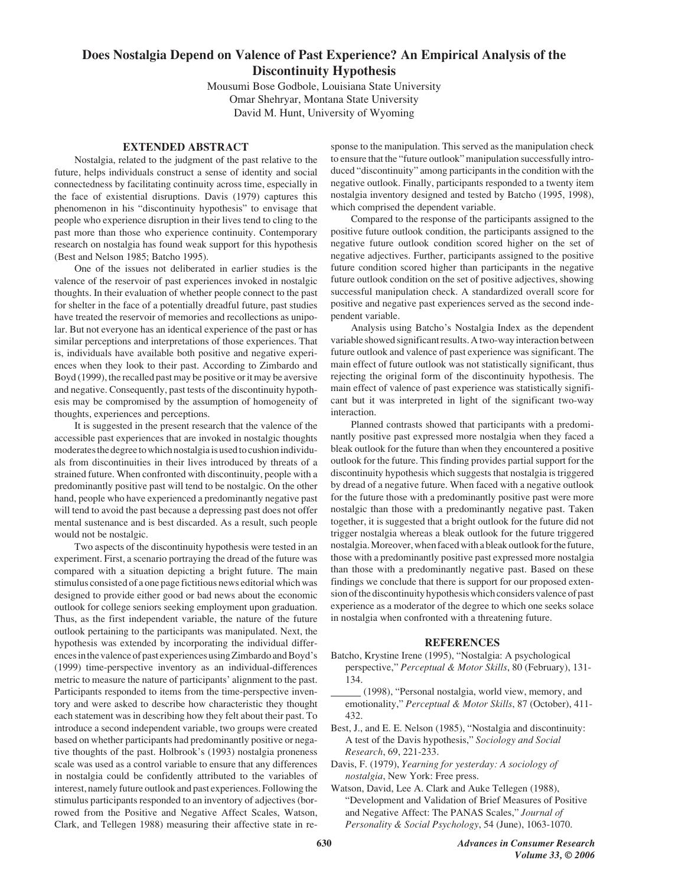# Does Nostalgia Depend on Valence of Past Experience? An Empirical Analysis of the Discontinuity Hypothesis

Mousumi Bose Godbole, Louisiana State University
Omar Shehryar, Montana State University
David M. Hunt, University of Wyoming

## EXTENDED ABSTRACT

Nostalgia, related to the judgment of the past relative to the future, helps individuals construct a sense of identity and social connectedness by facilitating continuity across time, especially in the face of existential disruptions. Davis (1979) captures this phenomenon in his "discontinuity hypothesis" to envisage that people who experience disruption in their lives tend to cling to the past more than those who experience continuity. Contemporary research on nostalgia has found weak support for this hypothesis (Best and Nelson 1985; Batcho 1995).

One of the issues not deliberated in earlier studies is the valence of the reservoir of past experiences invoked in nostalgic thoughts. In their evaluation of whether people connect to the past for shelter in the face of a potentially dreadful future, past studies have treated the reservoir of memories and recollections as unipolar. But not everyone has an identical experience of the past or has similar perceptions and interpretations of those experiences. That is, individuals have available both positive and negative experiences when they look to their past. According to Zimbardo and Boyd (1999), the recalled past may be positive or it may be aversive and negative. Consequently, past tests of the discontinuity hypothesis may be compromised by the assumption of homogeneity of thoughts, experiences and perceptions.

It is suggested in the present research that the valence of the accessible past experiences that are invoked in nostalgic thoughts moderates the degree to which nostalgia is used to cushion individuals from discontinuities in their lives introduced by threats of a strained future. When confronted with discontinuity, people with a predominantly positive past will tend to be nostalgic. On the other hand, people who have experienced a predominantly negative past will tend to avoid the past because a depressing past does not offer mental sustenance and is best discarded. As a result, such people would not be nostalgic.

Two aspects of the discontinuity hypothesis were tested in an experiment. First, a scenario portraying the dread of the future was compared with a situation depicting a bright future. The main stimulus consisted of a one page fictitious news editorial which was designed to provide either good or bad news about the economic outlook for college seniors seeking employment upon graduation. Thus, as the first independent variable, the nature of the future outlook pertaining to the participants was manipulated. Next, the hypothesis was extended by incorporating the individual differences in the valence of past experiences using Zimbardo and Boyd's (1999) time-perspective inventory as an individual-differences metric to measure the nature of participants' alignment to the past. Participants responded to items from the time-perspective inventory and were asked to describe how characteristic they thought each statement was in describing how they felt about their past. To introduce a second independent variable, two groups were created based on whether participants had predominantly positive or negative thoughts of the past. Holbrook's (1993) nostalgia proneness scale was used as a control variable to ensure that any differences in nostalgia could be confidently attributed to the variables of interest, namely future outlook and past experiences. Following the stimulus participants responded to an inventory of adjectives (borrowed from the Positive and Negative Affect Scales, Watson, Clark, and Tellegen 1988) measuring their affective state in response to the manipulation. This served as the manipulation check to ensure that the "future outlook" manipulation successfully introduced "discontinuity" among participants in the condition with the negative outlook. Finally, participants responded to a twenty item nostalgia inventory designed and tested by Batcho (1995, 1998), which comprised the dependent variable.

Compared to the response of the participants assigned to the positive future outlook condition, the participants assigned to the negative future outlook condition scored higher on the set of negative adjectives. Further, participants assigned to the positive future condition scored higher than participants in the negative future outlook condition on the set of positive adjectives, showing successful manipulation check. A standardized overall score for positive and negative past experiences served as the second independent variable.

Analysis using Batcho's Nostalgia Index as the dependent variable showed significant results. A two-way interaction between future outlook and valence of past experience was significant. The main effect of future outlook was not statistically significant, thus rejecting the original form of the discontinuity hypothesis. The main effect of valence of past experience was statistically significant but it was interpreted in light of the significant two-way interaction.

Planned contrasts showed that participants with a predominantly positive past expressed more nostalgia when they faced a bleak outlook for the future than when they encountered a positive outlook for the future. This finding provides partial support for the discontinuity hypothesis which suggests that nostalgia is triggered by dread of a negative future. When faced with a negative outlook for the future those with a predominantly positive past were more nostalgic than those with a predominantly negative past. Taken together, it is suggested that a bright outlook for the future did not trigger nostalgia whereas a bleak outlook for the future triggered nostalgia. Moreover, when faced with a bleak outlook for the future, those with a predominantly positive past expressed more nostalgia than those with a predominantly negative past. Based on these findings we conclude that there is support for our proposed extension of the discontinuity hypothesis which considers valence of past experience as a moderator of the degree to which one seeks solace in nostalgia when confronted with a threatening future.

## REFERENCES

Batcho, Krystine Irene (1995), "Nostalgia: A psychological perspective," *Perceptual & Motor Skills*, 80 (February), 131-134.

______ (1998), "Personal nostalgia, world view, memory, and emotionality," *Perceptual & Motor Skills*, 87 (October), 411-432.

Best, J., and E. E. Nelson (1985), "Nostalgia and discontinuity: A test of the Davis hypothesis," *Sociology and Social Research*, 69, 221-233.

Davis, F. (1979), *Yearning for yesterday: A sociology of nostalgia*, New York: Free press.

Watson, David, Lee A. Clark and Auke Tellegen (1988), "Development and Validation of Brief Measures of Positive and Negative Affect: The PANAS Scales," *Journal of Personality & Social Psychology*, 54 (June), 1063-1070.